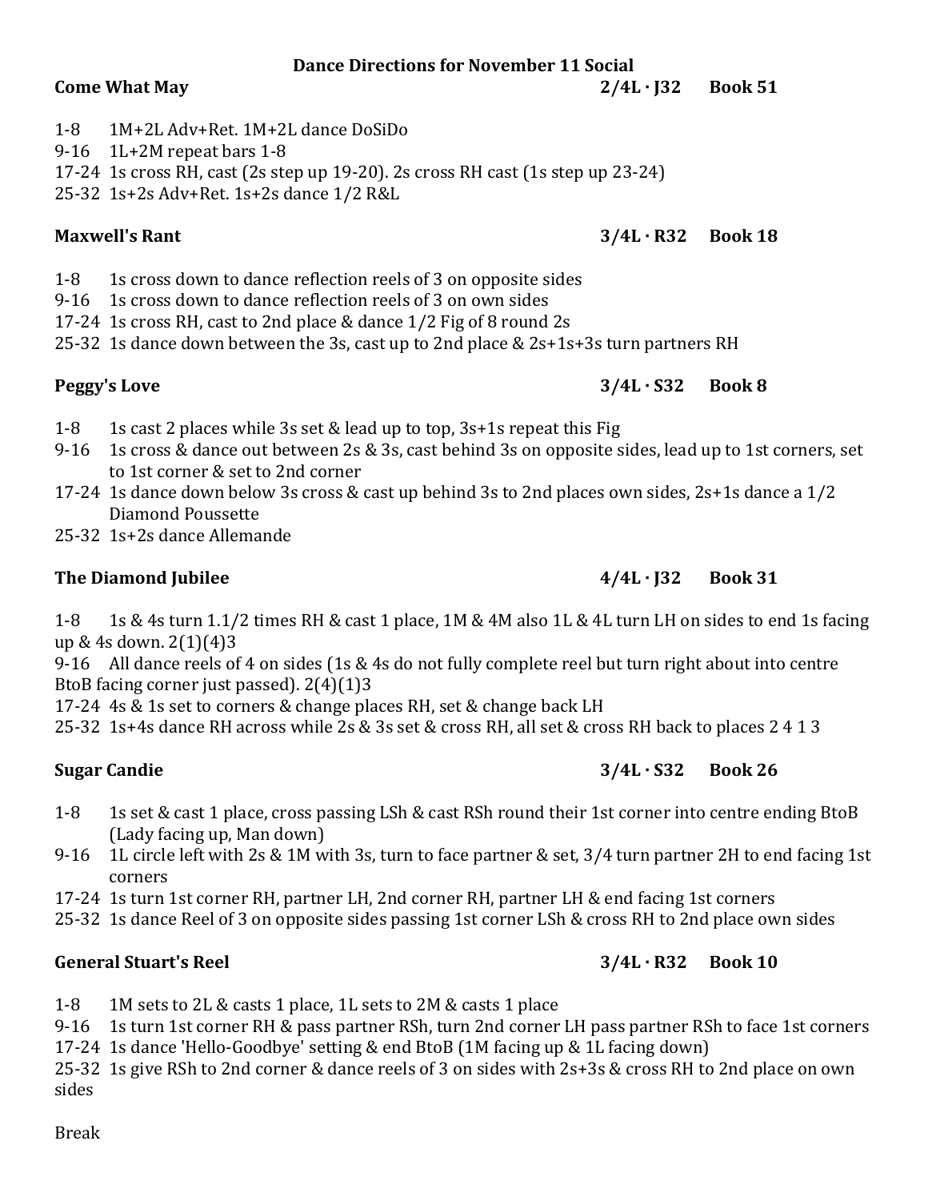# Dance Directions for November 11 Social

## Come What May — 2/4L · J32 — Book 51

1-8 1M+2L Adv+Ret. 1M+2L dance DoSiDo
9-16 1L+2M repeat bars 1-8
17-24 1s cross RH, cast (2s step up 19-20). 2s cross RH cast (1s step up 23-24)
25-32 1s+2s Adv+Ret. 1s+2s dance 1/2 R&L

## Maxwell's Rant — 3/4L · R32 — Book 18

1-8 1s cross down to dance reflection reels of 3 on opposite sides
9-16 1s cross down to dance reflection reels of 3 on own sides
17-24 1s cross RH, cast to 2nd place & dance 1/2 Fig of 8 round 2s
25-32 1s dance down between the 3s, cast up to 2nd place & 2s+1s+3s turn partners RH

## Peggy's Love — 3/4L · S32 — Book 8

1-8 1s cast 2 places while 3s set & lead up to top, 3s+1s repeat this Fig
9-16 1s cross & dance out between 2s & 3s, cast behind 3s on opposite sides, lead up to 1st corners, set to 1st corner & set to 2nd corner
17-24 1s dance down below 3s cross & cast up behind 3s to 2nd places own sides, 2s+1s dance a 1/2 Diamond Poussette
25-32 1s+2s dance Allemande

## The Diamond Jubilee — 4/4L · J32 — Book 31

1-8 1s & 4s turn 1.1/2 times RH & cast 1 place, 1M & 4M also 1L & 4L turn LH on sides to end 1s facing up & 4s down. 2(1)(4)3
9-16 All dance reels of 4 on sides (1s & 4s do not fully complete reel but turn right about into centre BtoB facing corner just passed). 2(4)(1)3
17-24 4s & 1s set to corners & change places RH, set & change back LH
25-32 1s+4s dance RH across while 2s & 3s set & cross RH, all set & cross RH back to places 2 4 1 3

## Sugar Candie — 3/4L · S32 — Book 26

1-8 1s set & cast 1 place, cross passing LSh & cast RSh round their 1st corner into centre ending BtoB (Lady facing up, Man down)
9-16 1L circle left with 2s & 1M with 3s, turn to face partner & set, 3/4 turn partner 2H to end facing 1st corners
17-24 1s turn 1st corner RH, partner LH, 2nd corner RH, partner LH & end facing 1st corners
25-32 1s dance Reel of 3 on opposite sides passing 1st corner LSh & cross RH to 2nd place own sides

## General Stuart's Reel — 3/4L · R32 — Book 10

1-8 1M sets to 2L & casts 1 place, 1L sets to 2M & casts 1 place
9-16 1s turn 1st corner RH & pass partner RSh, turn 2nd corner LH pass partner RSh to face 1st corners
17-24 1s dance 'Hello-Goodbye' setting & end BtoB (1M facing up & 1L facing down)
25-32 1s give RSh to 2nd corner & dance reels of 3 on sides with 2s+3s & cross RH to 2nd place on own sides

Break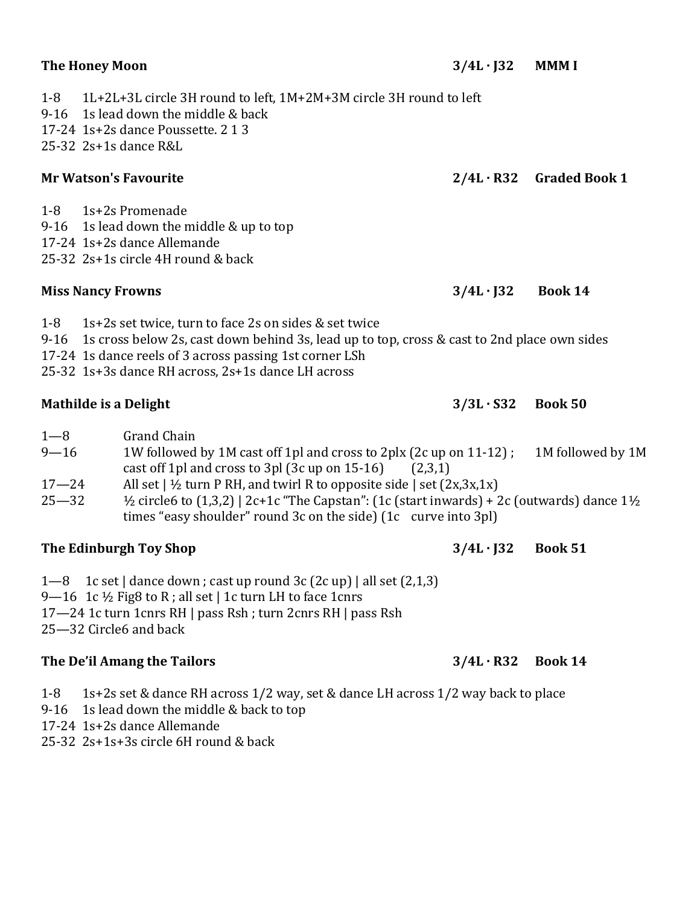**The Honey Moon** 3/4L · J32 MMM I

1-8 1L+2L+3L circle 3H round to left, 1M+2M+3M circle 3H round to left
9-16 1s lead down the middle & back
17-24 1s+2s dance Poussette. 2 1 3
25-32 2s+1s dance R&L

**Mr Watson's Favourite** 2/4L · R32 Graded Book 1

1-8 1s+2s Promenade
9-16 1s lead down the middle & up to top
17-24 1s+2s dance Allemande
25-32 2s+1s circle 4H round & back

**Miss Nancy Frowns** 3/4L · J32 Book 14

1-8 1s+2s set twice, turn to face 2s on sides & set twice
9-16 1s cross below 2s, cast down behind 3s, lead up to top, cross & cast to 2nd place own sides
17-24 1s dance reels of 3 across passing 1st corner LSh
25-32 1s+3s dance RH across, 2s+1s dance LH across

**Mathilde is a Delight** 3/3L · S32 Book 50

1—8 Grand Chain
9—16 1W followed by 1M cast off 1pl and cross to 2plx (2c up on 11-12) ; 1M followed by 1M cast off 1pl and cross to 3pl (3c up on 15-16) (2,3,1)
17—24 All set | ½ turn P RH, and twirl R to opposite side | set (2x,3x,1x)
25—32 ½ circle6 to (1,3,2) | 2c+1c "The Capstan": (1c (start inwards) + 2c (outwards) dance 1½ times "easy shoulder" round 3c on the side) (1c curve into 3pl)

**The Edinburgh Toy Shop** 3/4L · J32 Book 51

1—8 1c set | dance down ; cast up round 3c (2c up) | all set (2,1,3)
9—16 1c ½ Fig8 to R ; all set | 1c turn LH to face 1cnrs
17—24 1c turn 1cnrs RH | pass Rsh ; turn 2cnrs RH | pass Rsh
25—32 Circle6 and back

**The De'il Amang the Tailors** 3/4L · R32 Book 14

1-8 1s+2s set & dance RH across 1/2 way, set & dance LH across 1/2 way back to place
9-16 1s lead down the middle & back to top
17-24 1s+2s dance Allemande
25-32 2s+1s+3s circle 6H round & back